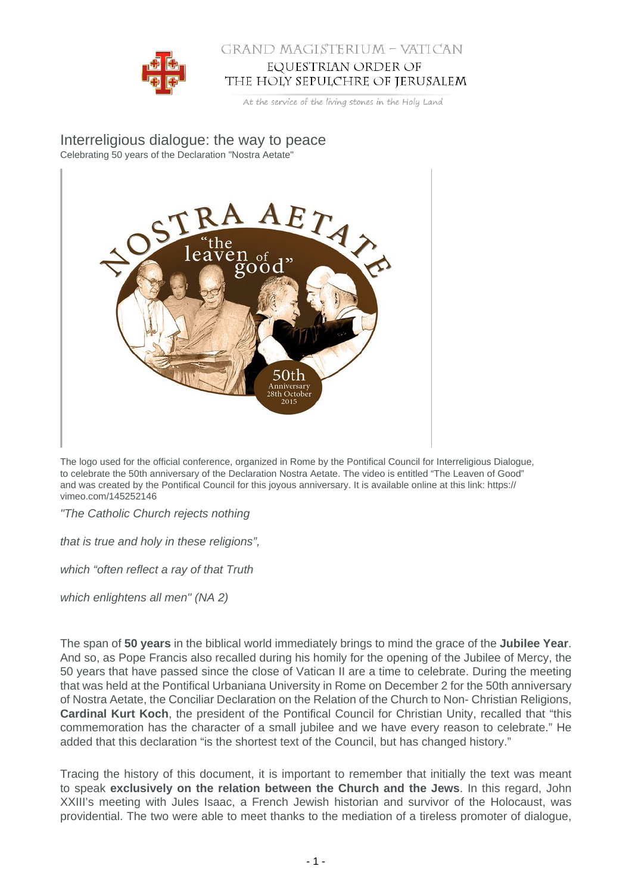# Interreligious dialogue: the way to peace

Celebrating 50 years of the Declaration "Nostra Aetate"

The logo used for the official conference, organized in Rome by the Pontifical Council for Interreligious Dialogue, to celebrate the 50th anniversary of the Declaration Nostra Aetate. The video is entitled "The Leaven of Good" and was created by the Pontifical Council for this joyous anniversary. It is available online at this link: https://vimeo.com/145252146

*"The Catholic Church rejects nothing*

*that is true and holy in these religions",*

*which "often reflect a ray of that Truth*

*which enlightens all men" (NA 2)*

The span of **50 years** in the biblical world immediately brings to mind the grace of the **Jubilee Year**. And so, as Pope Francis also recalled during his homily for the opening of the Jubilee of Mercy, the 50 years that have passed since the close of Vatican II are a time to celebrate. During the meeting that was held at the Pontifical Urbaniana University in Rome on December 2 for the 50th anniversary of Nostra Aetate, the Conciliar Declaration on the Relation of the Church to Non- Christian Religions, **Cardinal Kurt Koch**, the president of the Pontifical Council for Christian Unity, recalled that "this commemoration has the character of a small jubilee and we have every reason to celebrate." He added that this declaration "is the shortest text of the Council, but has changed history."

Tracing the history of this document, it is important to remember that initially the text was meant to speak **exclusively on the relation between the Church and the Jews**. In this regard, John XXIII's meeting with Jules Isaac, a French Jewish historian and survivor of the Holocaust, was providential. The two were able to meet thanks to the mediation of a tireless promoter of dialogue,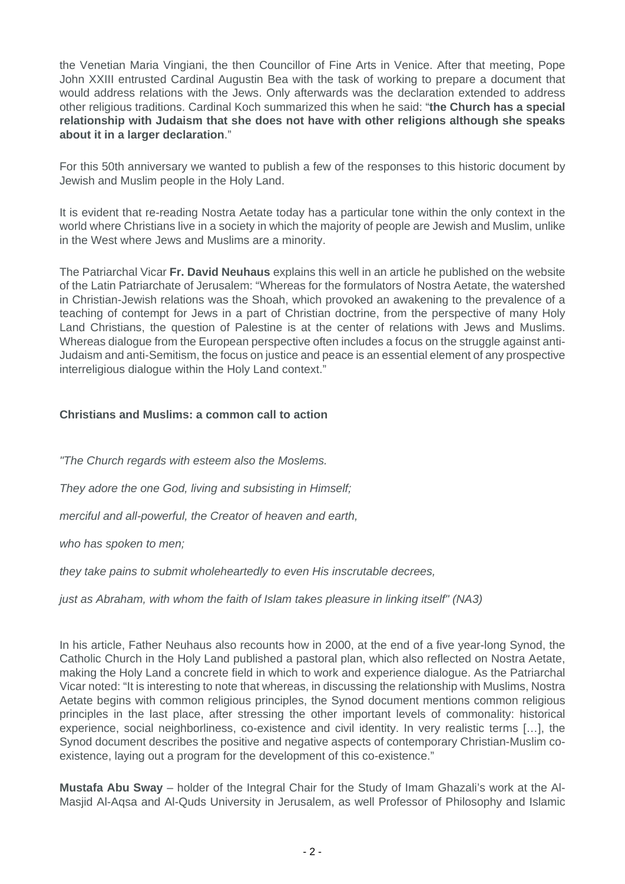the Venetian Maria Vingiani, the then Councillor of Fine Arts in Venice. After that meeting, Pope John XXIII entrusted Cardinal Augustin Bea with the task of working to prepare a document that would address relations with the Jews. Only afterwards was the declaration extended to address other religious traditions. Cardinal Koch summarized this when he said: "**the Church has a special relationship with Judaism that she does not have with other religions although she speaks about it in a larger declaration**."

For this 50th anniversary we wanted to publish a few of the responses to this historic document by Jewish and Muslim people in the Holy Land.

It is evident that re-reading Nostra Aetate today has a particular tone within the only context in the world where Christians live in a society in which the majority of people are Jewish and Muslim, unlike in the West where Jews and Muslims are a minority.

The Patriarchal Vicar **Fr. David Neuhaus** explains this well in an article he published on the website of the Latin Patriarchate of Jerusalem: "Whereas for the formulators of Nostra Aetate, the watershed in Christian-Jewish relations was the Shoah, which provoked an awakening to the prevalence of a teaching of contempt for Jews in a part of Christian doctrine, from the perspective of many Holy Land Christians, the question of Palestine is at the center of relations with Jews and Muslims. Whereas dialogue from the European perspective often includes a focus on the struggle against anti-Judaism and anti-Semitism, the focus on justice and peace is an essential element of any prospective interreligious dialogue within the Holy Land context."

### Christians and Muslims: a common call to action

*"The Church regards with esteem also the Moslems.*

*They adore the one God, living and subsisting in Himself;*

*merciful and all-powerful, the Creator of heaven and earth,*

*who has spoken to men;*

*they take pains to submit wholeheartedly to even His inscrutable decrees,*

*just as Abraham, with whom the faith of Islam takes pleasure in linking itself" (NA3)*

In his article, Father Neuhaus also recounts how in 2000, at the end of a five year-long Synod, the Catholic Church in the Holy Land published a pastoral plan, which also reflected on Nostra Aetate, making the Holy Land a concrete field in which to work and experience dialogue. As the Patriarchal Vicar noted: "It is interesting to note that whereas, in discussing the relationship with Muslims, Nostra Aetate begins with common religious principles, the Synod document mentions common religious principles in the last place, after stressing the other important levels of commonality: historical experience, social neighborliness, co-existence and civil identity. In very realistic terms […], the Synod document describes the positive and negative aspects of contemporary Christian-Muslim co-existence, laying out a program for the development of this co-existence."

**Mustafa Abu Sway** – holder of the Integral Chair for the Study of Imam Ghazali's work at the Al-Masjid Al-Aqsa and Al-Quds University in Jerusalem, as well Professor of Philosophy and Islamic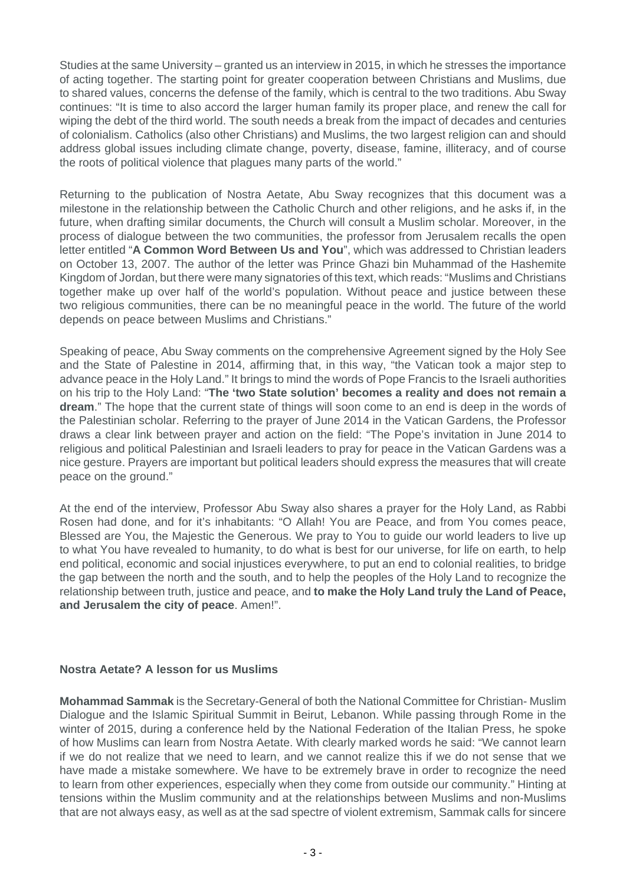Studies at the same University – granted us an interview in 2015, in which he stresses the importance of acting together. The starting point for greater cooperation between Christians and Muslims, due to shared values, concerns the defense of the family, which is central to the two traditions. Abu Sway continues: "It is time to also accord the larger human family its proper place, and renew the call for wiping the debt of the third world. The south needs a break from the impact of decades and centuries of colonialism. Catholics (also other Christians) and Muslims, the two largest religion can and should address global issues including climate change, poverty, disease, famine, illiteracy, and of course the roots of political violence that plagues many parts of the world."

Returning to the publication of Nostra Aetate, Abu Sway recognizes that this document was a milestone in the relationship between the Catholic Church and other religions, and he asks if, in the future, when drafting similar documents, the Church will consult a Muslim scholar. Moreover, in the process of dialogue between the two communities, the professor from Jerusalem recalls the open letter entitled "**A Common Word Between Us and You**", which was addressed to Christian leaders on October 13, 2007. The author of the letter was Prince Ghazi bin Muhammad of the Hashemite Kingdom of Jordan, but there were many signatories of this text, which reads: "Muslims and Christians together make up over half of the world's population. Without peace and justice between these two religious communities, there can be no meaningful peace in the world. The future of the world depends on peace between Muslims and Christians."

Speaking of peace, Abu Sway comments on the comprehensive Agreement signed by the Holy See and the State of Palestine in 2014, affirming that, in this way, "the Vatican took a major step to advance peace in the Holy Land." It brings to mind the words of Pope Francis to the Israeli authorities on his trip to the Holy Land: "**The 'two State solution' becomes a reality and does not remain a dream**." The hope that the current state of things will soon come to an end is deep in the words of the Palestinian scholar. Referring to the prayer of June 2014 in the Vatican Gardens, the Professor draws a clear link between prayer and action on the field: "The Pope's invitation in June 2014 to religious and political Palestinian and Israeli leaders to pray for peace in the Vatican Gardens was a nice gesture. Prayers are important but political leaders should express the measures that will create peace on the ground."

At the end of the interview, Professor Abu Sway also shares a prayer for the Holy Land, as Rabbi Rosen had done, and for it's inhabitants: "O Allah! You are Peace, and from You comes peace, Blessed are You, the Majestic the Generous. We pray to You to guide our world leaders to live up to what You have revealed to humanity, to do what is best for our universe, for life on earth, to help end political, economic and social injustices everywhere, to put an end to colonial realities, to bridge the gap between the north and the south, and to help the peoples of the Holy Land to recognize the relationship between truth, justice and peace, and **to make the Holy Land truly the Land of Peace, and Jerusalem the city of peace**. Amen!".

## Nostra Aetate? A lesson for us Muslims

**Mohammad Sammak** is the Secretary-General of both the National Committee for Christian- Muslim Dialogue and the Islamic Spiritual Summit in Beirut, Lebanon. While passing through Rome in the winter of 2015, during a conference held by the National Federation of the Italian Press, he spoke of how Muslims can learn from Nostra Aetate. With clearly marked words he said: "We cannot learn if we do not realize that we need to learn, and we cannot realize this if we do not sense that we have made a mistake somewhere. We have to be extremely brave in order to recognize the need to learn from other experiences, especially when they come from outside our community." Hinting at tensions within the Muslim community and at the relationships between Muslims and non-Muslims that are not always easy, as well as at the sad spectre of violent extremism, Sammak calls for sincere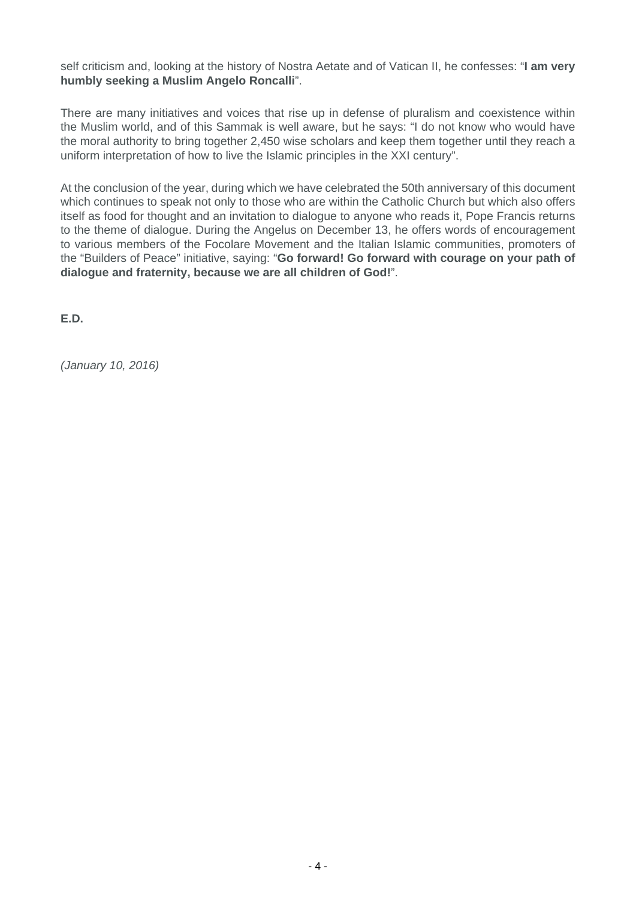self criticism and, looking at the history of Nostra Aetate and of Vatican II, he confesses: "**I am very humbly seeking a Muslim Angelo Roncalli**".

There are many initiatives and voices that rise up in defense of pluralism and coexistence within the Muslim world, and of this Sammak is well aware, but he says: "I do not know who would have the moral authority to bring together 2,450 wise scholars and keep them together until they reach a uniform interpretation of how to live the Islamic principles in the XXI century".

At the conclusion of the year, during which we have celebrated the 50th anniversary of this document which continues to speak not only to those who are within the Catholic Church but which also offers itself as food for thought and an invitation to dialogue to anyone who reads it, Pope Francis returns to the theme of dialogue. During the Angelus on December 13, he offers words of encouragement to various members of the Focolare Movement and the Italian Islamic communities, promoters of the "Builders of Peace" initiative, saying: "**Go forward! Go forward with courage on your path of dialogue and fraternity, because we are all children of God!**".

**E.D.**

*(January 10, 2016)*